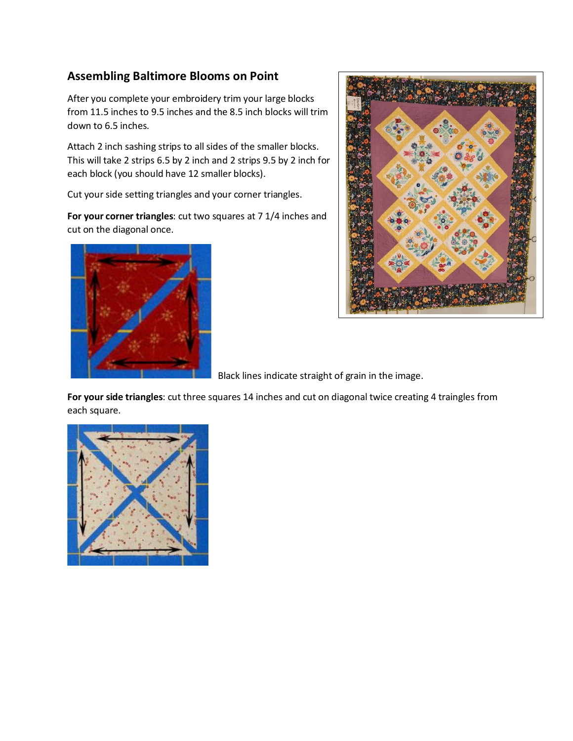## Assembling Baltimore Blooms on Point

After you complete your embroidery trim your large blocks from 11.5 inches to 9.5 inches and the 8.5 inch blocks will trim down to 6.5 inches.

Attach 2 inch sashing strips to all sides of the smaller blocks. This will take 2 strips 6.5 by 2 inch and 2 strips 9.5 by 2 inch for each block (you should have 12 smaller blocks).

Cut your side setting triangles and your corner triangles.

**For your corner triangles**: cut two squares at 7 1/4 inches and cut on the diagonal once.

Black lines indicate straight of grain in the image.

**For your side triangles**: cut three squares 14 inches and cut on diagonal twice creating 4 traingles from each square.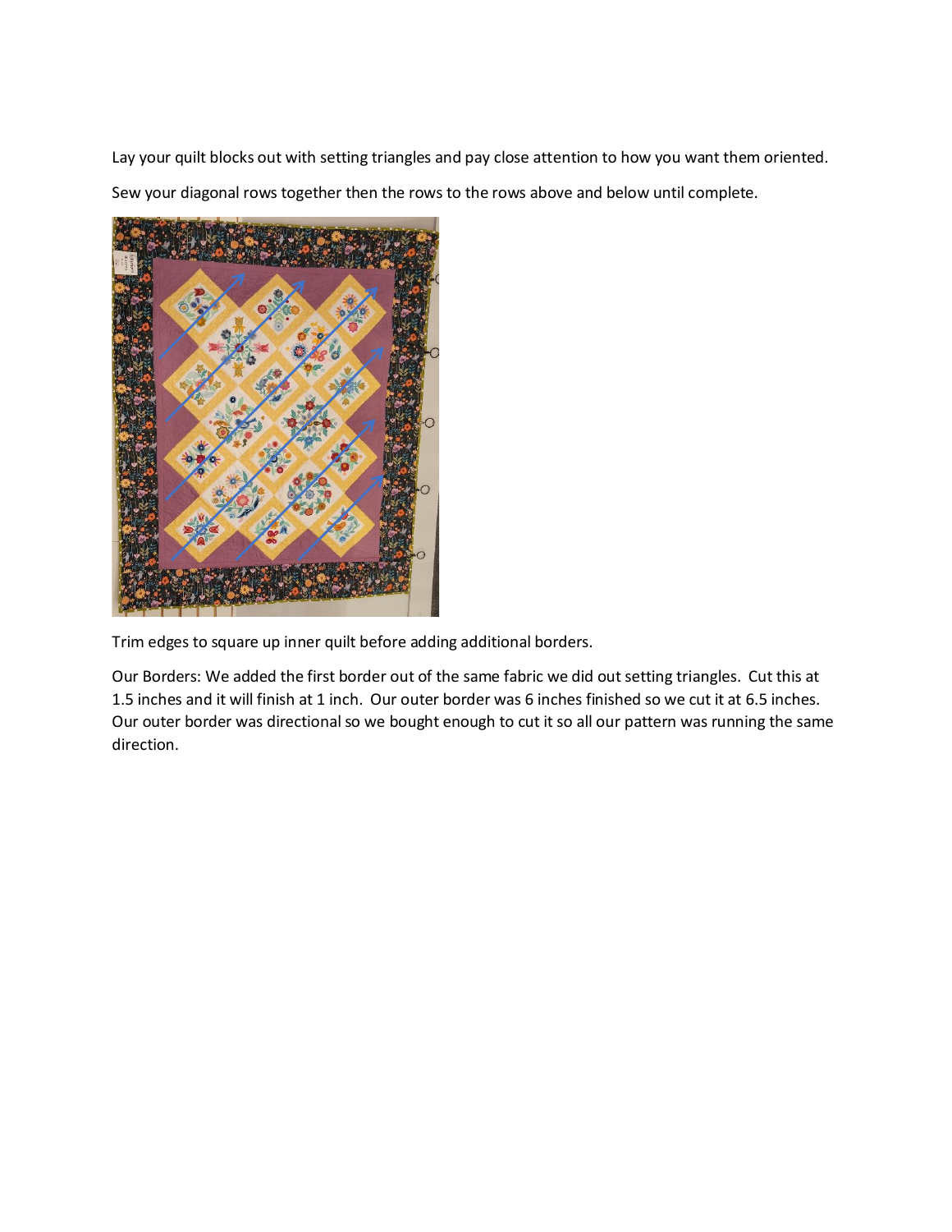Lay your quilt blocks out with setting triangles and pay close attention to how you want them oriented.

Sew your diagonal rows together then the rows to the rows above and below until complete.

Trim edges to square up inner quilt before adding additional borders.

Our Borders: We added the first border out of the same fabric we did out setting triangles. Cut this at 1.5 inches and it will finish at 1 inch. Our outer border was 6 inches finished so we cut it at 6.5 inches. Our outer border was directional so we bought enough to cut it so all our pattern was running the same direction.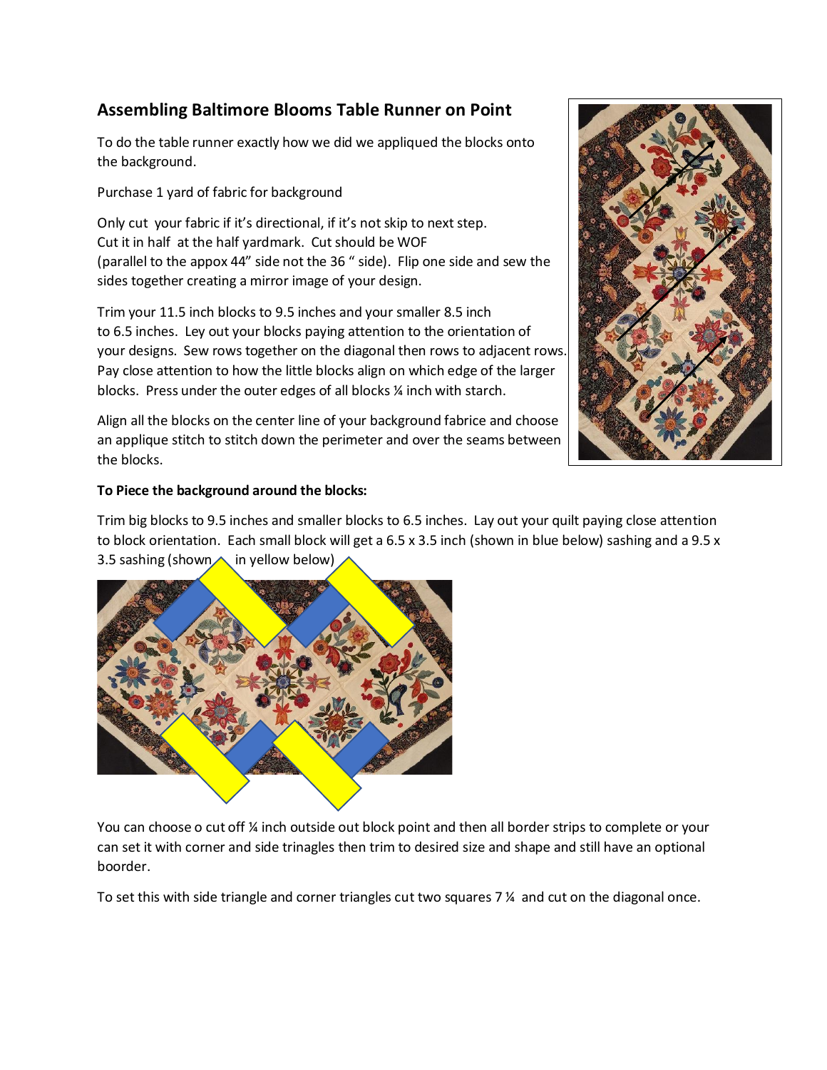## Assembling Baltimore Blooms Table Runner on Point

To do the table runner exactly how we did we appliqued the blocks onto the background.

Purchase 1 yard of fabric for background

Only cut your fabric if it's directional, if it's not skip to next step. Cut it in half at the half yardmark. Cut should be WOF (parallel to the appox 44" side not the 36 " side). Flip one side and sew the sides together creating a mirror image of your design.

Trim your 11.5 inch blocks to 9.5 inches and your smaller 8.5 inch to 6.5 inches. Ley out your blocks paying attention to the orientation of your designs. Sew rows together on the diagonal then rows to adjacent rows. Pay close attention to how the little blocks align on which edge of the larger blocks. Press under the outer edges of all blocks ¼ inch with starch.

Align all the blocks on the center line of your background fabrice and choose an applique stitch to stitch down the perimeter and over the seams between the blocks.

**To Piece the background around the blocks:**

Trim big blocks to 9.5 inches and smaller blocks to 6.5 inches. Lay out your quilt paying close attention to block orientation. Each small block will get a 6.5 x 3.5 inch (shown in blue below) sashing and a 9.5 x 3.5 sashing (shown in yellow below)

You can choose o cut off ¼ inch outside out block point and then all border strips to complete or your can set it with corner and side trinagles then trim to desired size and shape and still have an optional boorder.

To set this with side triangle and corner triangles cut two squares 7 ¼ and cut on the diagonal once.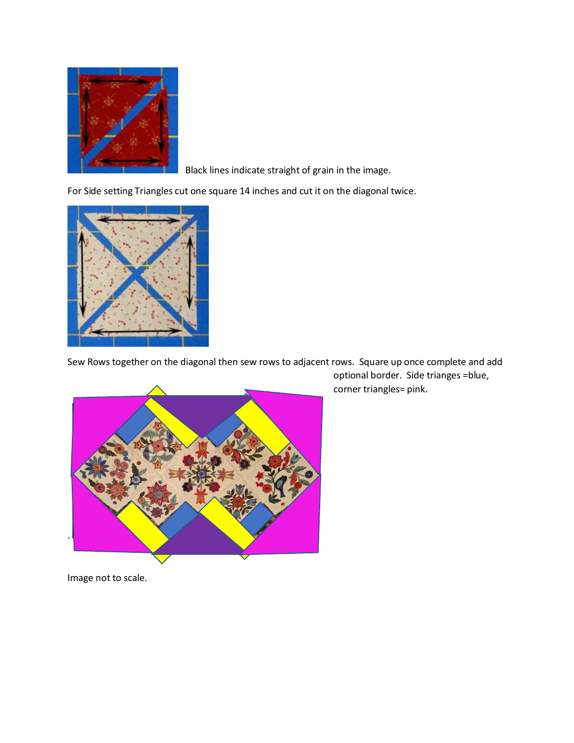Black lines indicate straight of grain in the image.

For Side setting Triangles cut one square 14 inches and cut it on the diagonal twice.

Sew Rows together on the diagonal then sew rows to adjacent rows. Square up once complete and add optional border. Side trianges =blue, corner triangles= pink.

Image not to scale.